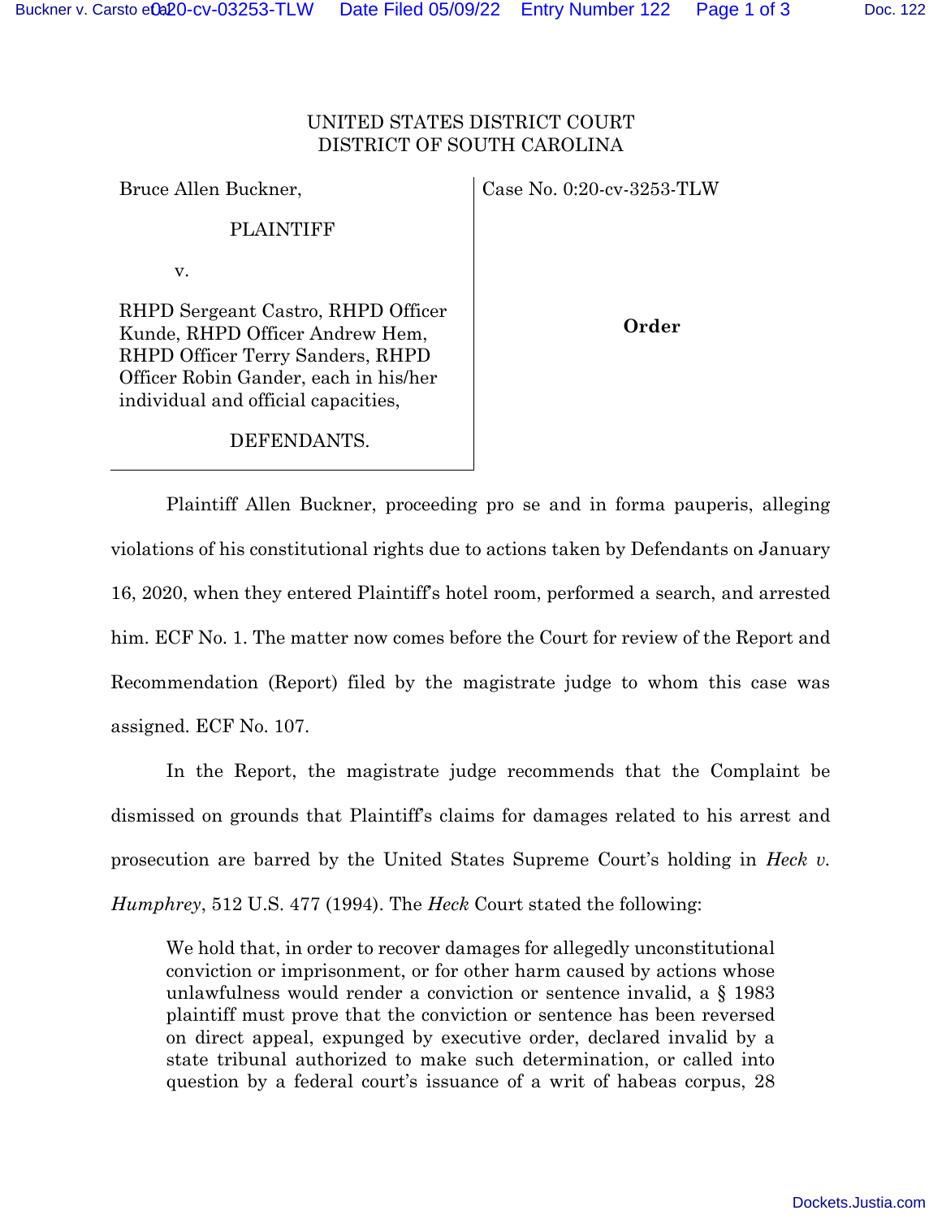UNITED STATES DISTRICT COURT
DISTRICT OF SOUTH CAROLINA

| | |
|---|---|
| Bruce Allen Buckner,<br><br>PLAINTIFF<br><br>v.<br><br>RHPD Sergeant Castro, RHPD Officer Kunde, RHPD Officer Andrew Hem, RHPD Officer Terry Sanders, RHPD Officer Robin Gander, each in his/her individual and official capacities,<br><br>DEFENDANTS. | Case No. 0:20-cv-3253-TLW<br><br>**Order** |

Plaintiff Allen Buckner, proceeding pro se and in forma pauperis, alleging violations of his constitutional rights due to actions taken by Defendants on January 16, 2020, when they entered Plaintiff's hotel room, performed a search, and arrested him. ECF No. 1. The matter now comes before the Court for review of the Report and Recommendation (Report) filed by the magistrate judge to whom this case was assigned. ECF No. 107.

In the Report, the magistrate judge recommends that the Complaint be dismissed on grounds that Plaintiff's claims for damages related to his arrest and prosecution are barred by the United States Supreme Court's holding in *Heck v. Humphrey*, 512 U.S. 477 (1994). The *Heck* Court stated the following:

> We hold that, in order to recover damages for allegedly unconstitutional conviction or imprisonment, or for other harm caused by actions whose unlawfulness would render a conviction or sentence invalid, a § 1983 plaintiff must prove that the conviction or sentence has been reversed on direct appeal, expunged by executive order, declared invalid by a state tribunal authorized to make such determination, or called into question by a federal court's issuance of a writ of habeas corpus, 28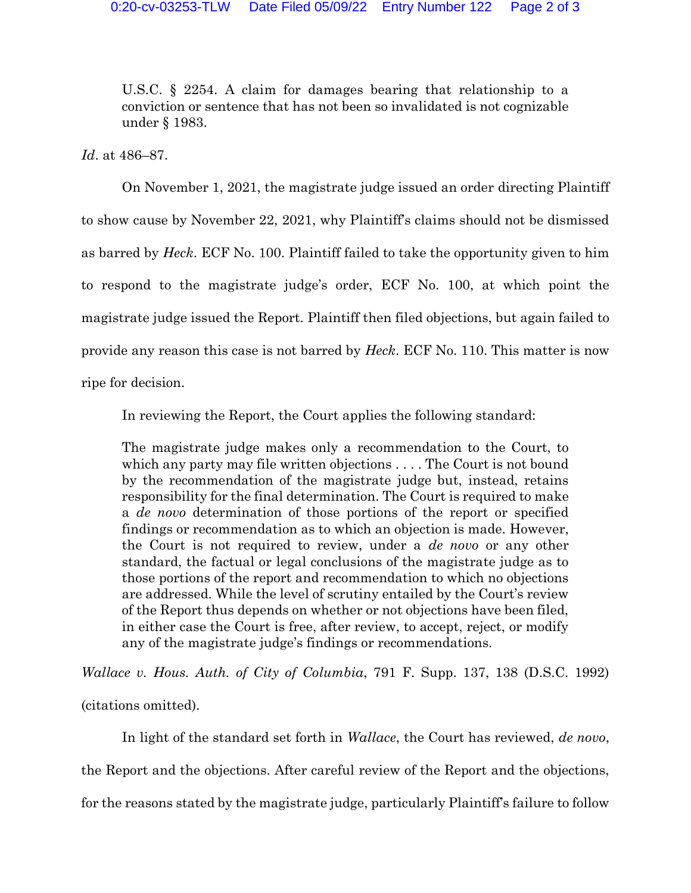> U.S.C. § 2254. A claim for damages bearing that relationship to a conviction or sentence that has not been so invalidated is not cognizable under § 1983.

*Id*. at 486–87.

On November 1, 2021, the magistrate judge issued an order directing Plaintiff to show cause by November 22, 2021, why Plaintiff's claims should not be dismissed as barred by *Heck*. ECF No. 100. Plaintiff failed to take the opportunity given to him to respond to the magistrate judge's order, ECF No. 100, at which point the magistrate judge issued the Report. Plaintiff then filed objections, but again failed to provide any reason this case is not barred by *Heck*. ECF No. 110. This matter is now ripe for decision.

In reviewing the Report, the Court applies the following standard:

> The magistrate judge makes only a recommendation to the Court, to which any party may file written objections . . . . The Court is not bound by the recommendation of the magistrate judge but, instead, retains responsibility for the final determination. The Court is required to make a *de novo* determination of those portions of the report or specified findings or recommendation as to which an objection is made. However, the Court is not required to review, under a *de novo* or any other standard, the factual or legal conclusions of the magistrate judge as to those portions of the report and recommendation to which no objections are addressed. While the level of scrutiny entailed by the Court's review of the Report thus depends on whether or not objections have been filed, in either case the Court is free, after review, to accept, reject, or modify any of the magistrate judge's findings or recommendations.

*Wallace v. Hous. Auth. of City of Columbia*, 791 F. Supp. 137, 138 (D.S.C. 1992) (citations omitted).

In light of the standard set forth in *Wallace*, the Court has reviewed, *de novo*, the Report and the objections. After careful review of the Report and the objections, for the reasons stated by the magistrate judge, particularly Plaintiff's failure to follow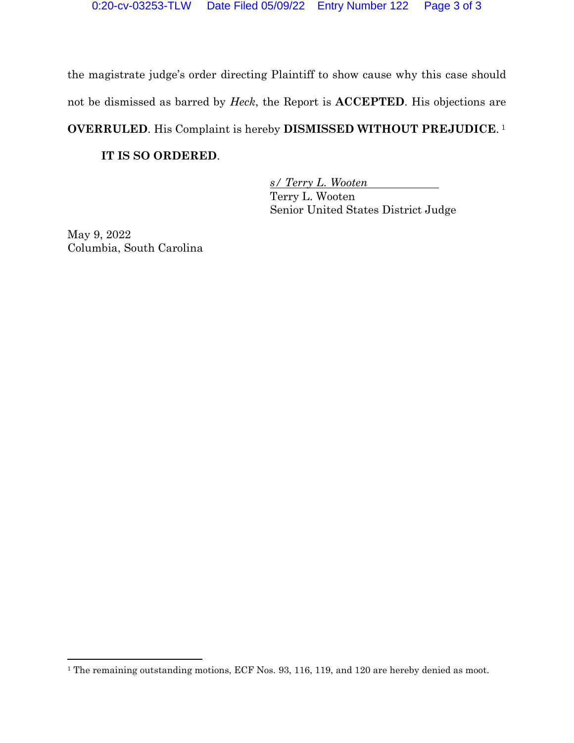the magistrate judge's order directing Plaintiff to show cause why this case should not be dismissed as barred by *Heck*, the Report is **ACCEPTED**. His objections are **OVERRULED**. His Complaint is hereby **DISMISSED WITHOUT PREJUDICE**. [1]

**IT IS SO ORDERED**.

*s/ Terry L. Wooten*
Terry L. Wooten
Senior United States District Judge

May 9, 2022
Columbia, South Carolina

[1] The remaining outstanding motions, ECF Nos. 93, 116, 119, and 120 are hereby denied as moot.